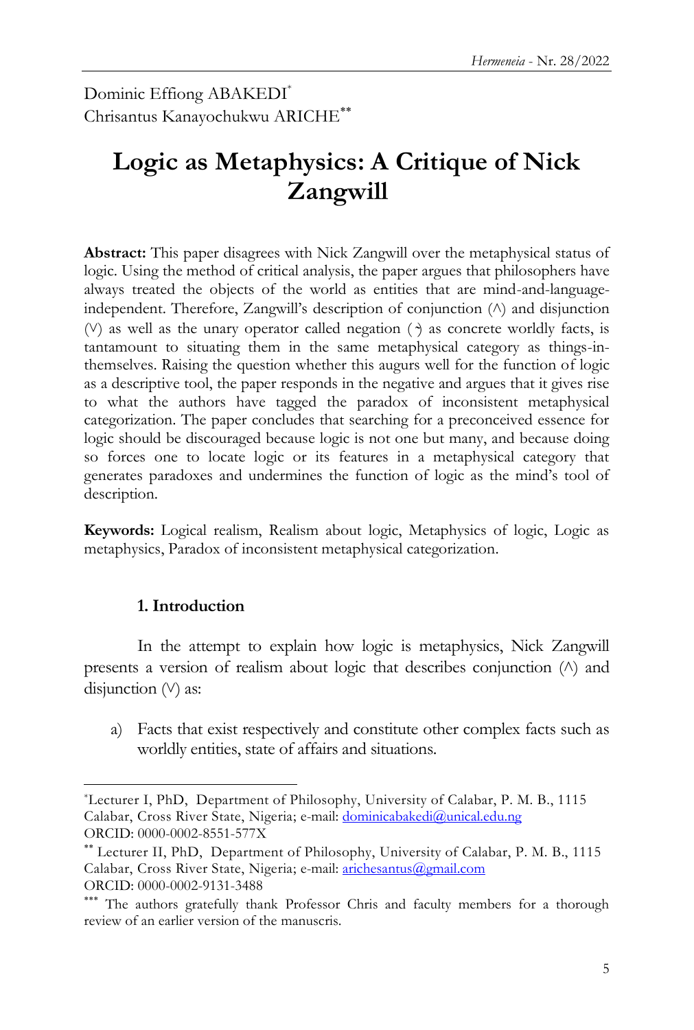Dominic Effiong ABAKEDI[*]
Chrisantus Kanayochukwu ARICHE[**]

# Logic as Metaphysics: A Critique of Nick Zangwill

**Abstract:** This paper disagrees with Nick Zangwill over the metaphysical status of logic. Using the method of critical analysis, the paper argues that philosophers have always treated the objects of the world as entities that are mind-and-language-independent. Therefore, Zangwill's description of conjunction (∧) and disjunction (∨) as well as the unary operator called negation (¬) as concrete worldly facts, is tantamount to situating them in the same metaphysical category as things-in-themselves. Raising the question whether this augurs well for the function of logic as a descriptive tool, the paper responds in the negative and argues that it gives rise to what the authors have tagged the paradox of inconsistent metaphysical categorization. The paper concludes that searching for a preconceived essence for logic should be discouraged because logic is not one but many, and because doing so forces one to locate logic or its features in a metaphysical category that generates paradoxes and undermines the function of logic as the mind's tool of description.

**Keywords:** Logical realism, Realism about logic, Metaphysics of logic, Logic as metaphysics, Paradox of inconsistent metaphysical categorization.

## 1. Introduction

In the attempt to explain how logic is metaphysics, Nick Zangwill presents a version of realism about logic that describes conjunction (∧) and disjunction (∨) as:

a) Facts that exist respectively and constitute other complex facts such as worldly entities, state of affairs and situations.

---

[*] Lecturer I, PhD, Department of Philosophy, University of Calabar, P. M. B., 1115 Calabar, Cross River State, Nigeria; e-mail: dominicabakedi@unical.edu.ng
ORCID: 0000-0002-8551-577X

[**] Lecturer II, PhD, Department of Philosophy, University of Calabar, P. M. B., 1115 Calabar, Cross River State, Nigeria; e-mail: arichesantus@gmail.com
ORCID: 0000-0002-9131-3488

[***] The authors gratefully thank Professor Chris and faculty members for a thorough review of an earlier version of the manuscris.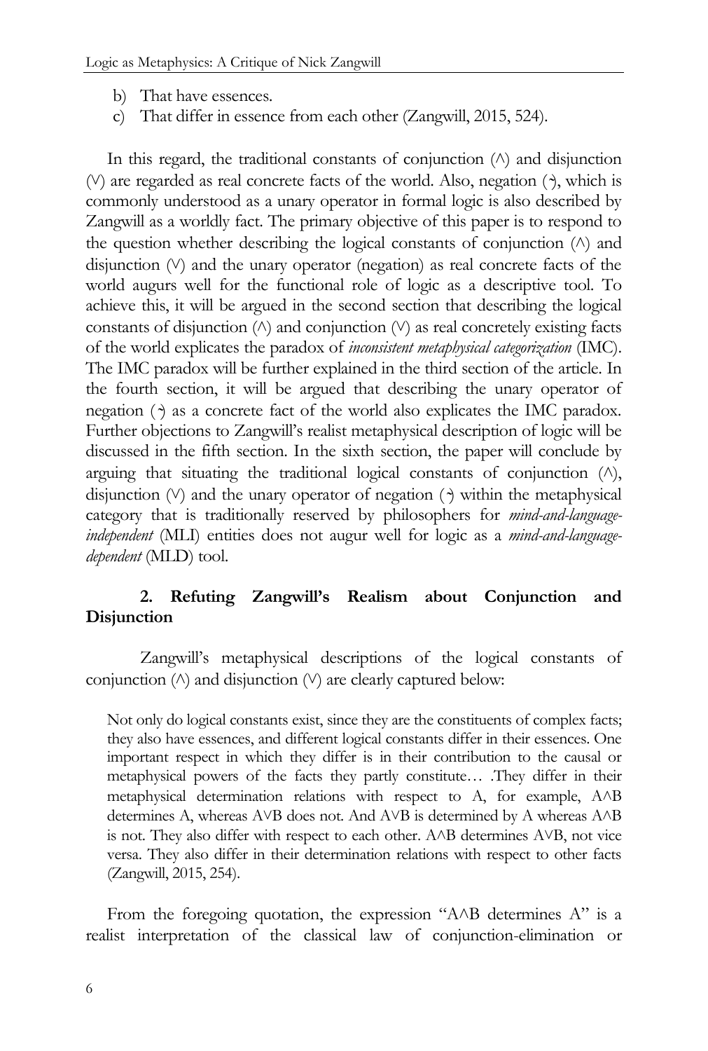b) That have essences.
c) That differ in essence from each other (Zangwill, 2015, 524).

In this regard, the traditional constants of conjunction (∧) and disjunction (∨) are regarded as real concrete facts of the world. Also, negation (˺), which is commonly understood as a unary operator in formal logic is also described by Zangwill as a worldly fact. The primary objective of this paper is to respond to the question whether describing the logical constants of conjunction (∧) and disjunction (∨) and the unary operator (negation) as real concrete facts of the world augurs well for the functional role of logic as a descriptive tool. To achieve this, it will be argued in the second section that describing the logical constants of disjunction (∧) and conjunction (∨) as real concretely existing facts of the world explicates the paradox of *inconsistent metaphysical categorization* (IMC). The IMC paradox will be further explained in the third section of the article. In the fourth section, it will be argued that describing the unary operator of negation (˺) as a concrete fact of the world also explicates the IMC paradox. Further objections to Zangwill's realist metaphysical description of logic will be discussed in the fifth section. In the sixth section, the paper will conclude by arguing that situating the traditional logical constants of conjunction (∧), disjunction (∨) and the unary operator of negation (˺) within the metaphysical category that is traditionally reserved by philosophers for *mind-and-language-independent* (MLI) entities does not augur well for logic as a *mind-and-language-dependent* (MLD) tool.

## 2. Refuting Zangwill's Realism about Conjunction and Disjunction

Zangwill's metaphysical descriptions of the logical constants of conjunction (∧) and disjunction (∨) are clearly captured below:

> Not only do logical constants exist, since they are the constituents of complex facts; they also have essences, and different logical constants differ in their essences. One important respect in which they differ is in their contribution to the causal or metaphysical powers of the facts they partly constitute… .They differ in their metaphysical determination relations with respect to A, for example, A∧B determines A, whereas A∨B does not. And A∨B is determined by A whereas A∧B is not. They also differ with respect to each other. A∧B determines A∨B, not vice versa. They also differ in their determination relations with respect to other facts (Zangwill, 2015, 254).

From the foregoing quotation, the expression "A∧B determines A" is a realist interpretation of the classical law of conjunction-elimination or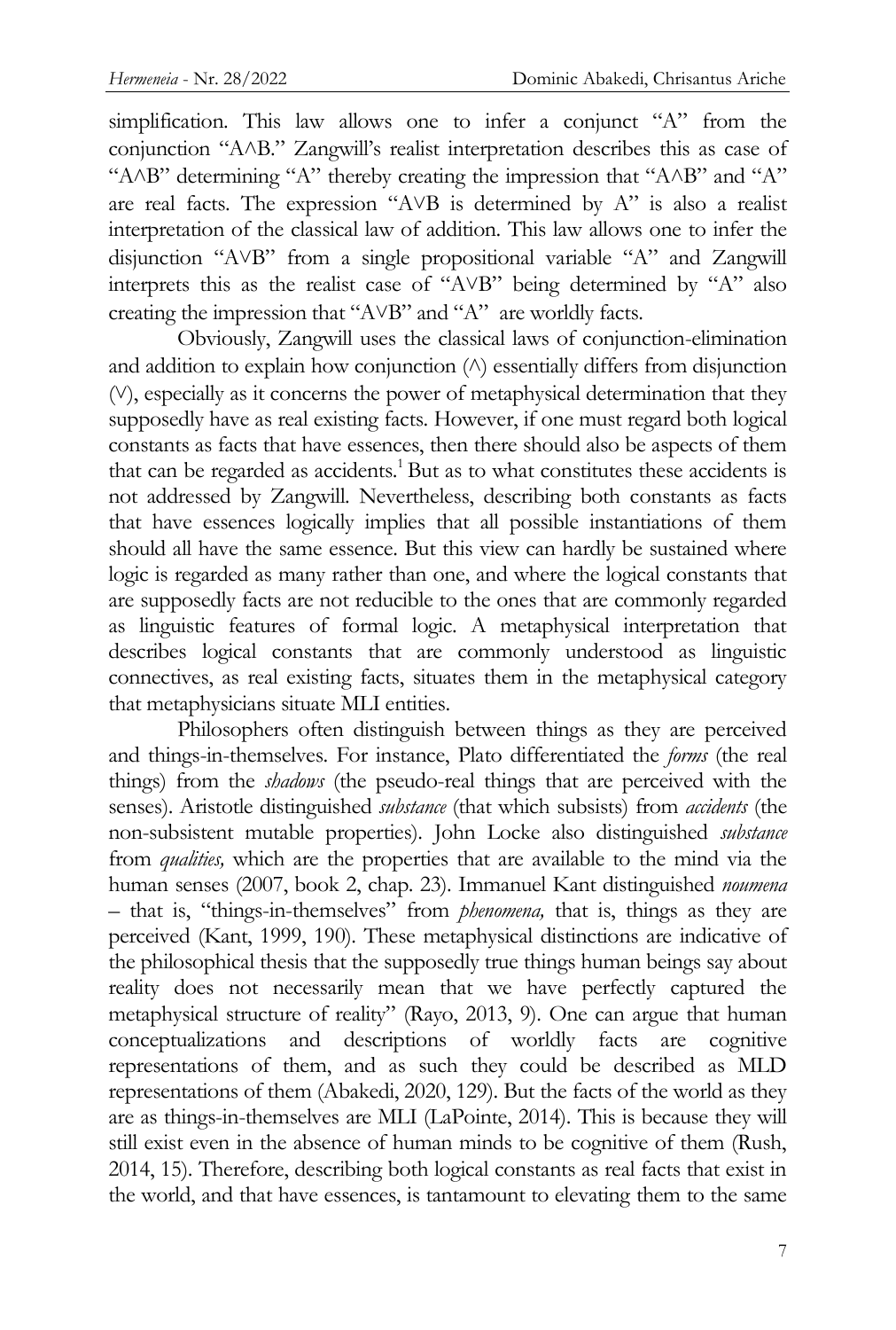simplification. This law allows one to infer a conjunct "A" from the conjunction "A∧B." Zangwill's realist interpretation describes this as case of "A∧B" determining "A" thereby creating the impression that "A∧B" and "A" are real facts. The expression "A∨B is determined by A" is also a realist interpretation of the classical law of addition. This law allows one to infer the disjunction "A∨B" from a single propositional variable "A" and Zangwill interprets this as the realist case of "A∨B" being determined by "A" also creating the impression that "A∨B" and "A" are worldly facts.

Obviously, Zangwill uses the classical laws of conjunction-elimination and addition to explain how conjunction (∧) essentially differs from disjunction (∨), especially as it concerns the power of metaphysical determination that they supposedly have as real existing facts. However, if one must regard both logical constants as facts that have essences, then there should also be aspects of them that can be regarded as accidents.[1] But as to what constitutes these accidents is not addressed by Zangwill. Nevertheless, describing both constants as facts that have essences logically implies that all possible instantiations of them should all have the same essence. But this view can hardly be sustained where logic is regarded as many rather than one, and where the logical constants that are supposedly facts are not reducible to the ones that are commonly regarded as linguistic features of formal logic. A metaphysical interpretation that describes logical constants that are commonly understood as linguistic connectives, as real existing facts, situates them in the metaphysical category that metaphysicians situate MLI entities.

Philosophers often distinguish between things as they are perceived and things-in-themselves. For instance, Plato differentiated the *forms* (the real things) from the *shadows* (the pseudo-real things that are perceived with the senses). Aristotle distinguished *substance* (that which subsists) from *accidents* (the non-subsistent mutable properties). John Locke also distinguished *substance* from *qualities,* which are the properties that are available to the mind via the human senses (2007, book 2, chap. 23). Immanuel Kant distinguished *noumena* – that is, "things-in-themselves" from *phenomena,* that is, things as they are perceived (Kant, 1999, 190). These metaphysical distinctions are indicative of the philosophical thesis that the supposedly true things human beings say about reality does not necessarily mean that we have perfectly captured the metaphysical structure of reality" (Rayo, 2013, 9). One can argue that human conceptualizations and descriptions of worldly facts are cognitive representations of them, and as such they could be described as MLD representations of them (Abakedi, 2020, 129). But the facts of the world as they are as things-in-themselves are MLI (LaPointe, 2014). This is because they will still exist even in the absence of human minds to be cognitive of them (Rush, 2014, 15). Therefore, describing both logical constants as real facts that exist in the world, and that have essences, is tantamount to elevating them to the same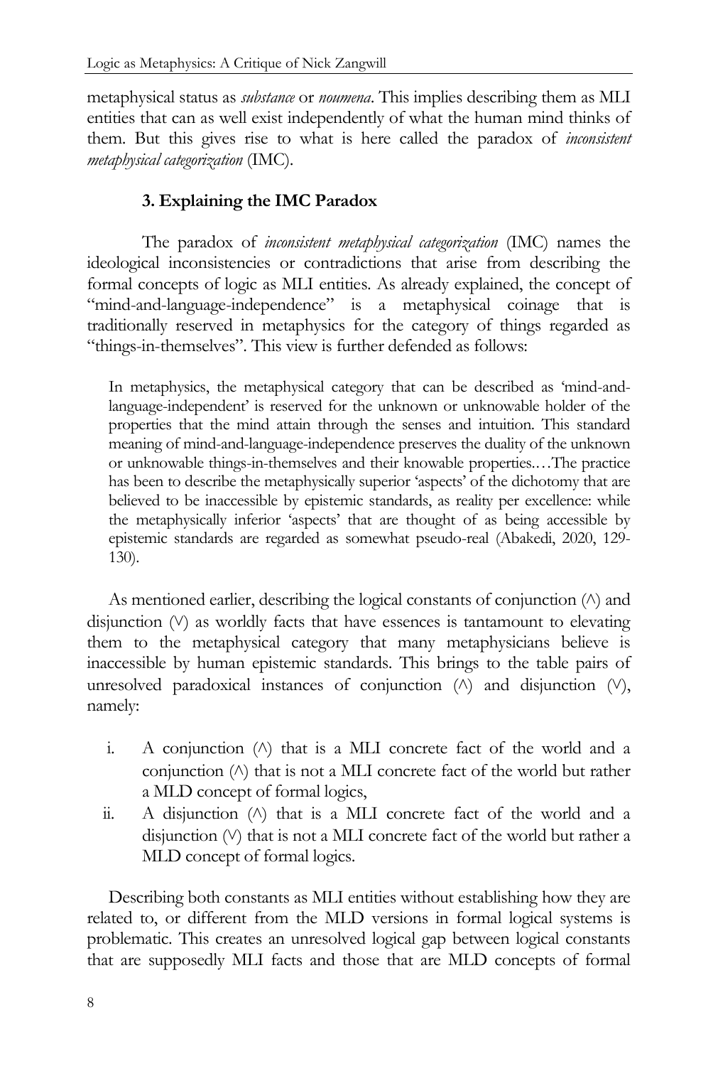metaphysical status as *substance* or *noumena*. This implies describing them as MLI entities that can as well exist independently of what the human mind thinks of them. But this gives rise to what is here called the paradox of *inconsistent metaphysical categorization* (IMC).

## 3. Explaining the IMC Paradox

The paradox of *inconsistent metaphysical categorization* (IMC) names the ideological inconsistencies or contradictions that arise from describing the formal concepts of logic as MLI entities. As already explained, the concept of "mind-and-language-independence" is a metaphysical coinage that is traditionally reserved in metaphysics for the category of things regarded as "things-in-themselves". This view is further defended as follows:

> In metaphysics, the metaphysical category that can be described as 'mind-and-language-independent' is reserved for the unknown or unknowable holder of the properties that the mind attain through the senses and intuition. This standard meaning of mind-and-language-independence preserves the duality of the unknown or unknowable things-in-themselves and their knowable properties.…The practice has been to describe the metaphysically superior 'aspects' of the dichotomy that are believed to be inaccessible by epistemic standards, as reality per excellence: while the metaphysically inferior 'aspects' that are thought of as being accessible by epistemic standards are regarded as somewhat pseudo-real (Abakedi, 2020, 129-130).

As mentioned earlier, describing the logical constants of conjunction (∧) and disjunction (∨) as worldly facts that have essences is tantamount to elevating them to the metaphysical category that many metaphysicians believe is inaccessible by human epistemic standards. This brings to the table pairs of unresolved paradoxical instances of conjunction (∧) and disjunction (∨), namely:

i. A conjunction (∧) that is a MLI concrete fact of the world and a conjunction (∧) that is not a MLI concrete fact of the world but rather a MLD concept of formal logics,
ii. A disjunction (∧) that is a MLI concrete fact of the world and a disjunction (∨) that is not a MLI concrete fact of the world but rather a MLD concept of formal logics.

Describing both constants as MLI entities without establishing how they are related to, or different from the MLD versions in formal logical systems is problematic. This creates an unresolved logical gap between logical constants that are supposedly MLI facts and those that are MLD concepts of formal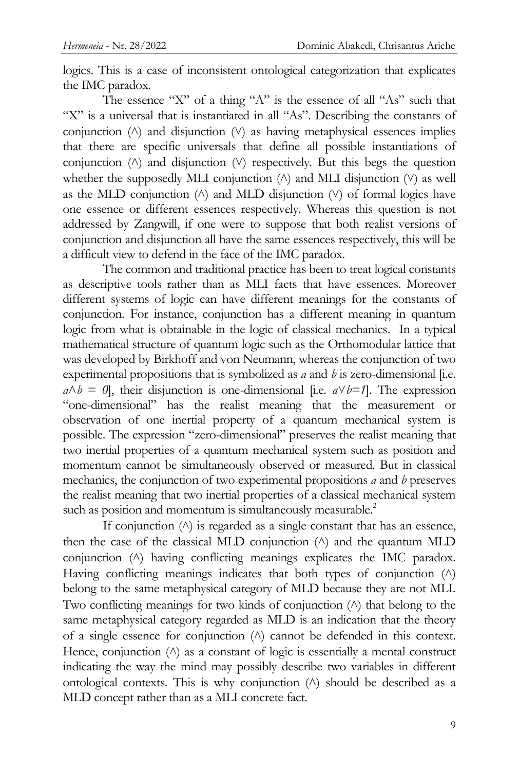logics. This is a case of inconsistent ontological categorization that explicates the IMC paradox.

The essence "X" of a thing "A" is the essence of all "As" such that "X" is a universal that is instantiated in all "As". Describing the constants of conjunction (∧) and disjunction (∨) as having metaphysical essences implies that there are specific universals that define all possible instantiations of conjunction (∧) and disjunction (∨) respectively. But this begs the question whether the supposedly MLI conjunction (∧) and MLI disjunction (∨) as well as the MLD conjunction (∧) and MLD disjunction (∨) of formal logics have one essence or different essences respectively. Whereas this question is not addressed by Zangwill, if one were to suppose that both realist versions of conjunction and disjunction all have the same essences respectively, this will be a difficult view to defend in the face of the IMC paradox.

The common and traditional practice has been to treat logical constants as descriptive tools rather than as MLI facts that have essences. Moreover different systems of logic can have different meanings for the constants of conjunction. For instance, conjunction has a different meaning in quantum logic from what is obtainable in the logic of classical mechanics. In a typical mathematical structure of quantum logic such as the Orthomodular lattice that was developed by Birkhoff and von Neumann, whereas the conjunction of two experimental propositions that is symbolized as *a* and *b* is zero-dimensional [i.e. $a \wedge b = 0$], their disjunction is one-dimensional [i.e. $a \vee b = 1$]. The expression "one-dimensional" has the realist meaning that the measurement or observation of one inertial property of a quantum mechanical system is possible. The expression "zero-dimensional" preserves the realist meaning that two inertial properties of a quantum mechanical system such as position and momentum cannot be simultaneously observed or measured. But in classical mechanics, the conjunction of two experimental propositions *a* and *b* preserves the realist meaning that two inertial properties of a classical mechanical system such as position and momentum is simultaneously measurable.[2]

If conjunction (∧) is regarded as a single constant that has an essence, then the case of the classical MLD conjunction (∧) and the quantum MLD conjunction (∧) having conflicting meanings explicates the IMC paradox. Having conflicting meanings indicates that both types of conjunction (∧) belong to the same metaphysical category of MLD because they are not MLI. Two conflicting meanings for two kinds of conjunction (∧) that belong to the same metaphysical category regarded as MLD is an indication that the theory of a single essence for conjunction (∧) cannot be defended in this context. Hence, conjunction (∧) as a constant of logic is essentially a mental construct indicating the way the mind may possibly describe two variables in different ontological contexts. This is why conjunction (∧) should be described as a MLD concept rather than as a MLI concrete fact.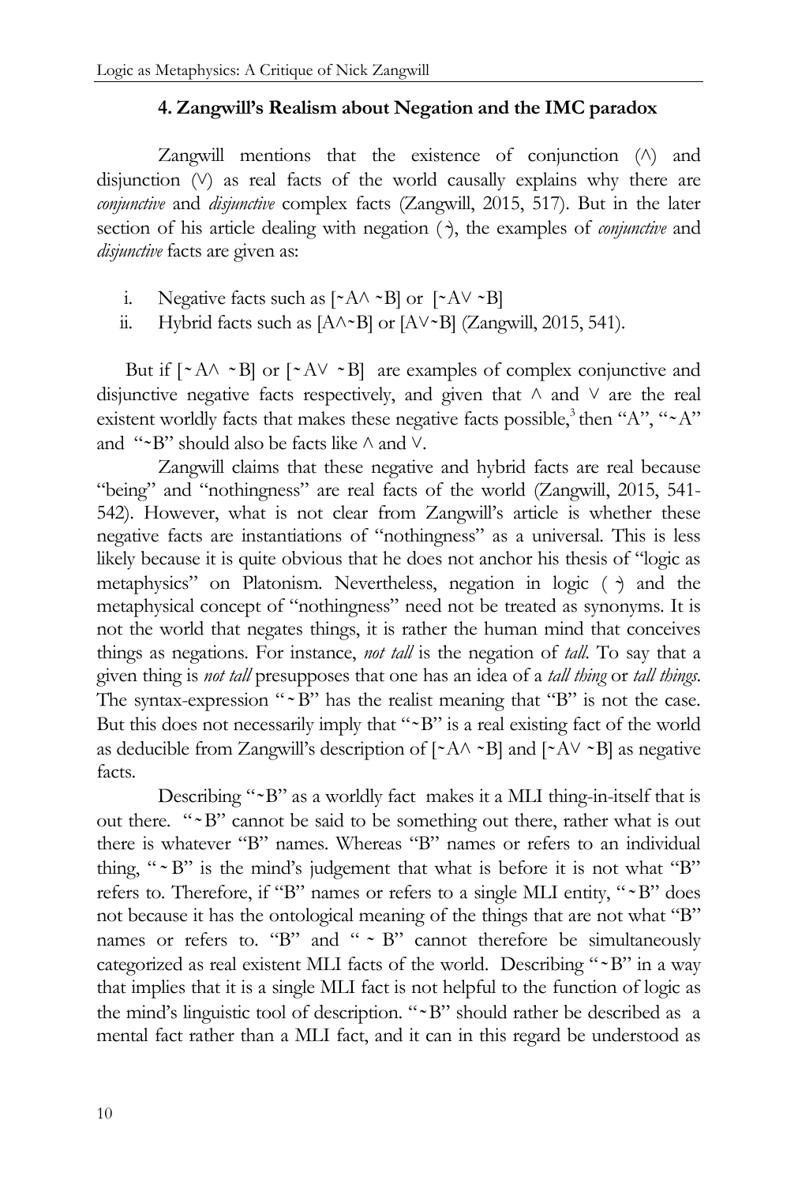### 4. Zangwill's Realism about Negation and the IMC paradox

Zangwill mentions that the existence of conjunction (∧) and disjunction (∨) as real facts of the world causally explains why there are *conjunctive* and *disjunctive* complex facts (Zangwill, 2015, 517). But in the later section of his article dealing with negation (~), the examples of *conjunctive* and *disjunctive* facts are given as:

i. Negative facts such as [~A∧ ~B] or [~A∨ ~B]
ii. Hybrid facts such as [A∧~B] or [A∨~B] (Zangwill, 2015, 541).

But if [~A∧ ~B] or [~A∨ ~B] are examples of complex conjunctive and disjunctive negative facts respectively, and given that ∧ and ∨ are the real existent worldly facts that makes these negative facts possible,[3] then "A", "~A" and "~B" should also be facts like ∧ and ∨.

Zangwill claims that these negative and hybrid facts are real because "being" and "nothingness" are real facts of the world (Zangwill, 2015, 541-542). However, what is not clear from Zangwill's article is whether these negative facts are instantiations of "nothingness" as a universal. This is less likely because it is quite obvious that he does not anchor his thesis of "logic as metaphysics" on Platonism. Nevertheless, negation in logic (~) and the metaphysical concept of "nothingness" need not be treated as synonyms. It is not the world that negates things, it is rather the human mind that conceives things as negations. For instance, *not tall* is the negation of *tall*. To say that a given thing is *not tall* presupposes that one has an idea of a *tall thing* or *tall things*. The syntax-expression "~B" has the realist meaning that "B" is not the case. But this does not necessarily imply that "~B" is a real existing fact of the world as deducible from Zangwill's description of [~A∧ ~B] and [~A∨ ~B] as negative facts.

Describing "~B" as a worldly fact makes it a MLI thing-in-itself that is out there. "~B" cannot be said to be something out there, rather what is out there is whatever "B" names. Whereas "B" names or refers to an individual thing, "~B" is the mind's judgement that what is before it is not what "B" refers to. Therefore, if "B" names or refers to a single MLI entity, "~B" does not because it has the ontological meaning of the things that are not what "B" names or refers to. "B" and "~B" cannot therefore be simultaneously categorized as real existent MLI facts of the world. Describing "~B" in a way that implies that it is a single MLI fact is not helpful to the function of logic as the mind's linguistic tool of description. "~B" should rather be described as a mental fact rather than a MLI fact, and it can in this regard be understood as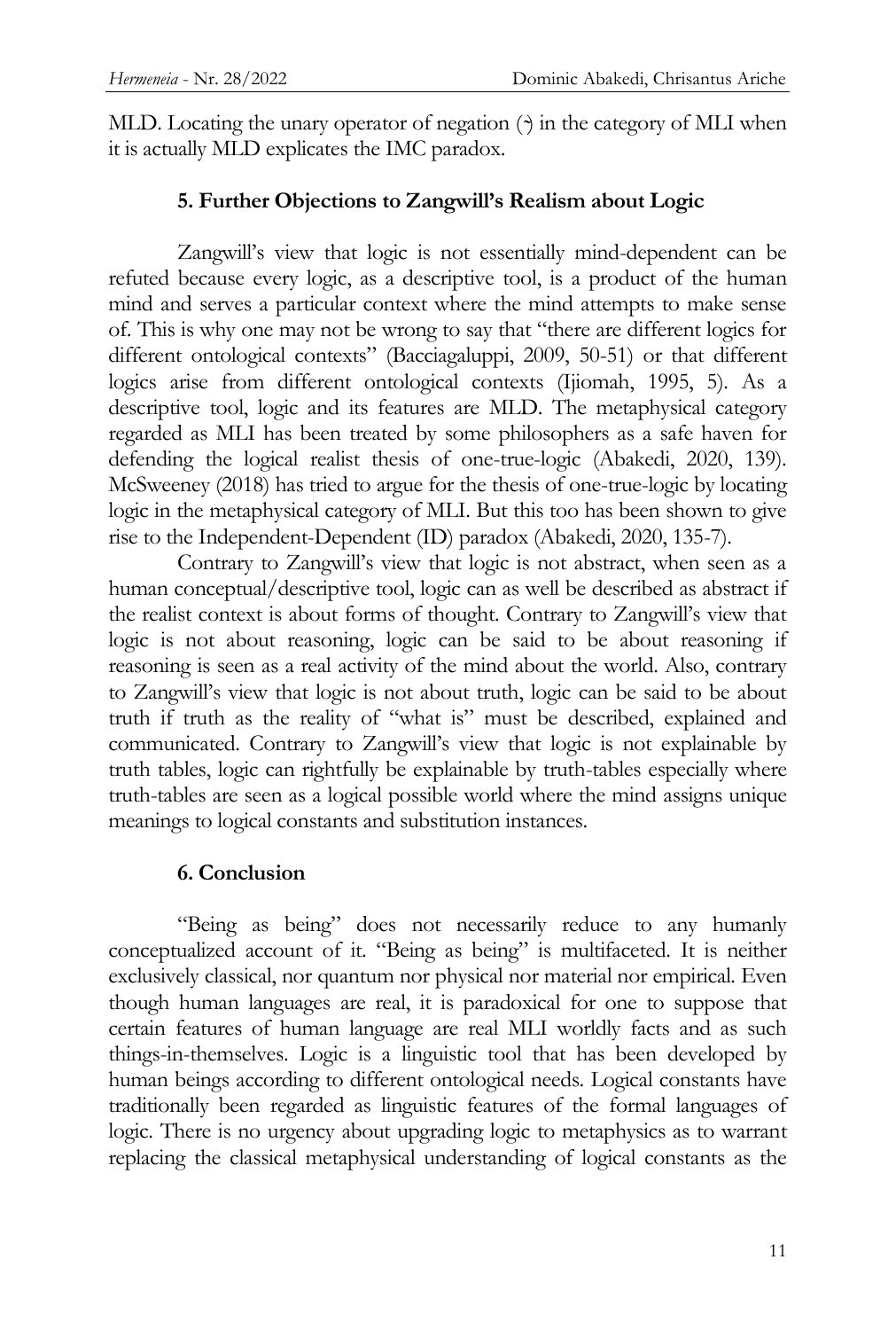MLD. Locating the unary operator of negation (˧) in the category of MLI when it is actually MLD explicates the IMC paradox.

## 5. Further Objections to Zangwill's Realism about Logic

Zangwill's view that logic is not essentially mind-dependent can be refuted because every logic, as a descriptive tool, is a product of the human mind and serves a particular context where the mind attempts to make sense of. This is why one may not be wrong to say that "there are different logics for different ontological contexts" (Bacciagaluppi, 2009, 50-51) or that different logics arise from different ontological contexts (Ijiomah, 1995, 5). As a descriptive tool, logic and its features are MLD. The metaphysical category regarded as MLI has been treated by some philosophers as a safe haven for defending the logical realist thesis of one-true-logic (Abakedi, 2020, 139). McSweeney (2018) has tried to argue for the thesis of one-true-logic by locating logic in the metaphysical category of MLI. But this too has been shown to give rise to the Independent-Dependent (ID) paradox (Abakedi, 2020, 135-7).

Contrary to Zangwill's view that logic is not abstract, when seen as a human conceptual/descriptive tool, logic can as well be described as abstract if the realist context is about forms of thought. Contrary to Zangwill's view that logic is not about reasoning, logic can be said to be about reasoning if reasoning is seen as a real activity of the mind about the world. Also, contrary to Zangwill's view that logic is not about truth, logic can be said to be about truth if truth as the reality of "what is" must be described, explained and communicated. Contrary to Zangwill's view that logic is not explainable by truth tables, logic can rightfully be explainable by truth-tables especially where truth-tables are seen as a logical possible world where the mind assigns unique meanings to logical constants and substitution instances.

## 6. Conclusion

"Being as being" does not necessarily reduce to any humanly conceptualized account of it. "Being as being" is multifaceted. It is neither exclusively classical, nor quantum nor physical nor material nor empirical. Even though human languages are real, it is paradoxical for one to suppose that certain features of human language are real MLI worldly facts and as such things-in-themselves. Logic is a linguistic tool that has been developed by human beings according to different ontological needs. Logical constants have traditionally been regarded as linguistic features of the formal languages of logic. There is no urgency about upgrading logic to metaphysics as to warrant replacing the classical metaphysical understanding of logical constants as the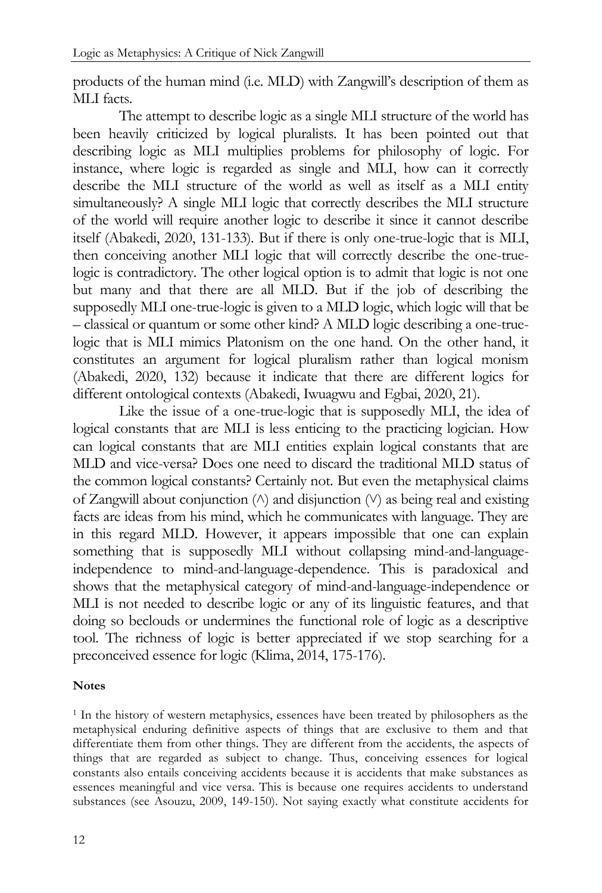products of the human mind (i.e. MLD) with Zangwill's description of them as MLI facts.

The attempt to describe logic as a single MLI structure of the world has been heavily criticized by logical pluralists. It has been pointed out that describing logic as MLI multiplies problems for philosophy of logic. For instance, where logic is regarded as single and MLI, how can it correctly describe the MLI structure of the world as well as itself as a MLI entity simultaneously? A single MLI logic that correctly describes the MLI structure of the world will require another logic to describe it since it cannot describe itself (Abakedi, 2020, 131-133). But if there is only one-true-logic that is MLI, then conceiving another MLI logic that will correctly describe the one-true-logic is contradictory. The other logical option is to admit that logic is not one but many and that there are all MLD. But if the job of describing the supposedly MLI one-true-logic is given to a MLD logic, which logic will that be – classical or quantum or some other kind? A MLD logic describing a one-true-logic that is MLI mimics Platonism on the one hand. On the other hand, it constitutes an argument for logical pluralism rather than logical monism (Abakedi, 2020, 132) because it indicate that there are different logics for different ontological contexts (Abakedi, Iwuagwu and Egbai, 2020, 21).

Like the issue of a one-true-logic that is supposedly MLI, the idea of logical constants that are MLI is less enticing to the practicing logician. How can logical constants that are MLI entities explain logical constants that are MLD and vice-versa? Does one need to discard the traditional MLD status of the common logical constants? Certainly not. But even the metaphysical claims of Zangwill about conjunction ($\wedge$) and disjunction ($\vee$) as being real and existing facts are ideas from his mind, which he communicates with language. They are in this regard MLD. However, it appears impossible that one can explain something that is supposedly MLI without collapsing mind-and-language-independence to mind-and-language-dependence. This is paradoxical and shows that the metaphysical category of mind-and-language-independence or MLI is not needed to describe logic or any of its linguistic features, and that doing so beclouds or undermines the functional role of logic as a descriptive tool. The richness of logic is better appreciated if we stop searching for a preconceived essence for logic (Klima, 2014, 175-176).

**Notes**

[1] In the history of western metaphysics, essences have been treated by philosophers as the metaphysical enduring definitive aspects of things that are exclusive to them and that differentiate them from other things. They are different from the accidents, the aspects of things that are regarded as subject to change. Thus, conceiving essences for logical constants also entails conceiving accidents because it is accidents that make substances as essences meaningful and vice versa. This is because one requires accidents to understand substances (see Asouzu, 2009, 149-150). Not saying exactly what constitute accidents for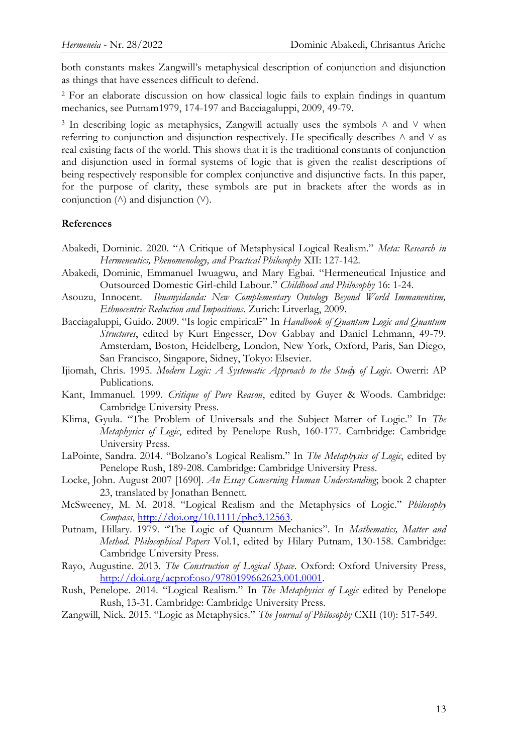both constants makes Zangwill's metaphysical description of conjunction and disjunction as things that have essences difficult to defend.

[2] For an elaborate discussion on how classical logic fails to explain findings in quantum mechanics, see Putnam1979, 174-197 and Bacciagaluppi, 2009, 49-79.

[3] In describing logic as metaphysics, Zangwill actually uses the symbols ∧ and ∨ when referring to conjunction and disjunction respectively. He specifically describes ∧ and ∨ as real existing facts of the world. This shows that it is the traditional constants of conjunction and disjunction used in formal systems of logic that is given the realist descriptions of being respectively responsible for complex conjunctive and disjunctive facts. In this paper, for the purpose of clarity, these symbols are put in brackets after the words as in conjunction (∧) and disjunction (∨).

**References**

Abakedi, Dominic. 2020. "A Critique of Metaphysical Logical Realism." *Meta: Research in Hermeneutics, Phenomenology, and Practical Philosophy* XII: 127-142.

Abakedi, Dominic, Emmanuel Iwuagwu, and Mary Egbai. "Hermeneutical Injustice and Outsourced Domestic Girl-child Labour." *Childhood and Philosophy* 16: 1-24.

Asouzu, Innocent. *Ibuanyidanda: New Complementary Ontology Beyond World Immanentism, Ethnocentric Reduction and Impositions*. Zurich: Litverlag, 2009.

Bacciagaluppi, Guido. 2009. "Is logic empirical?" In *Handbook of Quantum Logic and Quantum Structures*, edited by Kurt Engesser, Dov Gabbay and Daniel Lehmann, 49-79. Amsterdam, Boston, Heidelberg, London, New York, Oxford, Paris, San Diego, San Francisco, Singapore, Sidney, Tokyo: Elsevier.

Ijiomah, Chris. 1995. *Modern Logic: A Systematic Approach to the Study of Logic*. Owerri: AP Publications.

Kant, Immanuel. 1999. *Critique of Pure Reason*, edited by Guyer & Woods. Cambridge: Cambridge University Press.

Klima, Gyula. "The Problem of Universals and the Subject Matter of Logic." In *The Metaphysics of Logic*, edited by Penelope Rush, 160-177. Cambridge: Cambridge University Press.

LaPointe, Sandra. 2014. "Bolzano's Logical Realism." In *The Metaphysics of Logic*, edited by Penelope Rush, 189-208. Cambridge: Cambridge University Press.

Locke, John. August 2007 [1690]. *An Essay Concerning Human Understanding*; book 2 chapter 23, translated by Jonathan Bennett.

McSweeney, M. M. 2018. "Logical Realism and the Metaphysics of Logic." *Philosophy Compass*, http://doi.org/10.1111/phc3.12563.

Putnam, Hillary. 1979. "The Logic of Quantum Mechanics". In *Mathematics, Matter and Method. Philosophical Papers* Vol.1, edited by Hilary Putnam, 130-158. Cambridge: Cambridge University Press.

Rayo, Augustine. 2013. *The Construction of Logical Space*. Oxford: Oxford University Press, http://doi.org/acprof:oso/9780199662623.001.0001.

Rush, Penelope. 2014. "Logical Realism." In *The Metaphysics of Logic* edited by Penelope Rush, 13-31. Cambridge: Cambridge University Press.

Zangwill, Nick. 2015. "Logic as Metaphysics." *The Journal of Philosophy* CXII (10): 517-549.